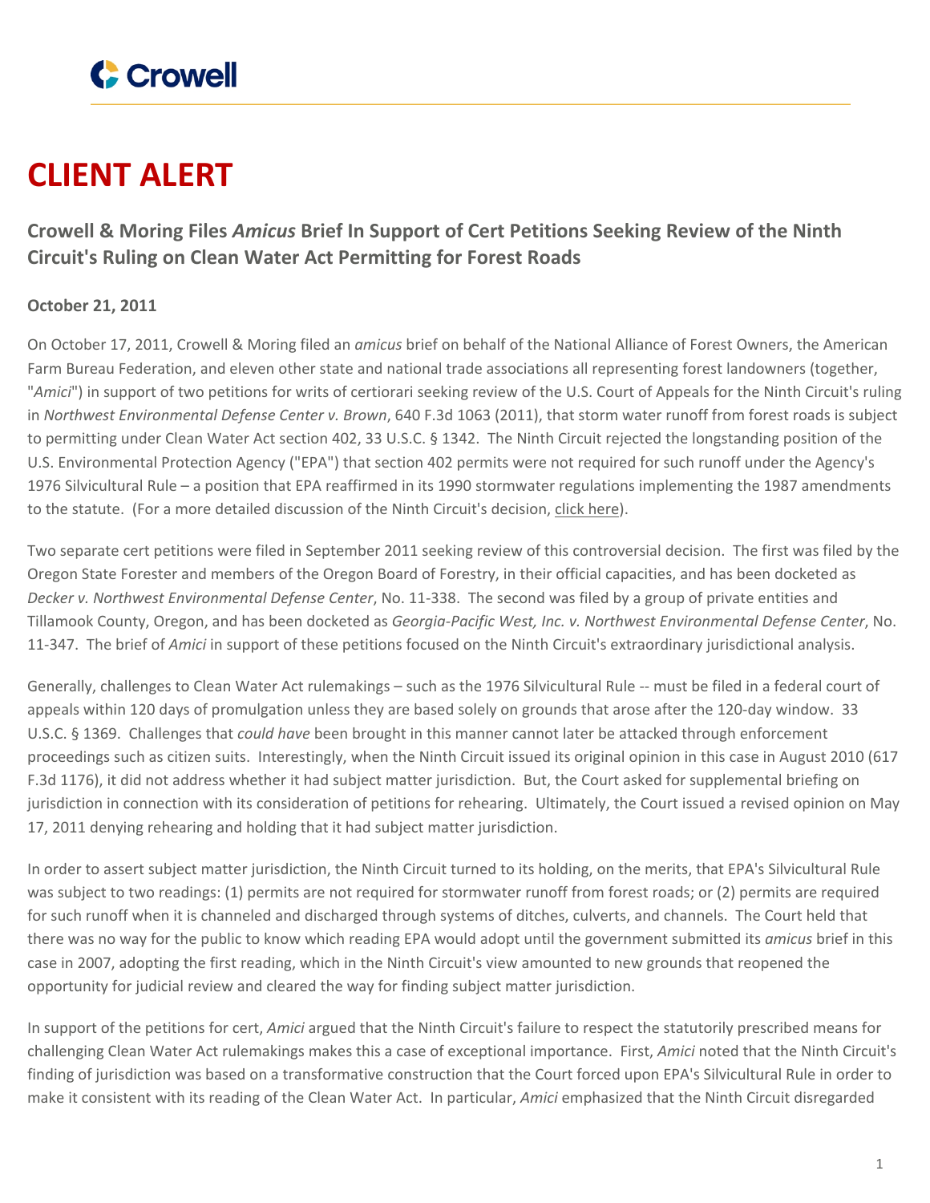# CLIENT ALERT

### Crowell & Moring Files *Amicus* Brief In Support of Cert Petitions Seeking Review of the Ninth Circuit's Ruling on Clean Water Act Permitting for Forest Roads

**October 21, 2011**

On October 17, 2011, Crowell & Moring filed an *amicus* brief on behalf of the National Alliance of Forest Owners, the American Farm Bureau Federation, and eleven other state and national trade associations all representing forest landowners (together, "*Amici*") in support of two petitions for writs of certiorari seeking review of the U.S. Court of Appeals for the Ninth Circuit's ruling in *Northwest Environmental Defense Center v. Brown*, 640 F.3d 1063 (2011), that storm water runoff from forest roads is subject to permitting under Clean Water Act section 402, 33 U.S.C. § 1342. The Ninth Circuit rejected the longstanding position of the U.S. Environmental Protection Agency ("EPA") that section 402 permits were not required for such runoff under the Agency's 1976 Silvicultural Rule – a position that EPA reaffirmed in its 1990 stormwater regulations implementing the 1987 amendments to the statute. (For a more detailed discussion of the Ninth Circuit's decision, click here).

Two separate cert petitions were filed in September 2011 seeking review of this controversial decision. The first was filed by the Oregon State Forester and members of the Oregon Board of Forestry, in their official capacities, and has been docketed as *Decker v. Northwest Environmental Defense Center*, No. 11-338. The second was filed by a group of private entities and Tillamook County, Oregon, and has been docketed as *Georgia-Pacific West, Inc. v. Northwest Environmental Defense Center*, No. 11-347. The brief of *Amici* in support of these petitions focused on the Ninth Circuit's extraordinary jurisdictional analysis.

Generally, challenges to Clean Water Act rulemakings – such as the 1976 Silvicultural Rule -- must be filed in a federal court of appeals within 120 days of promulgation unless they are based solely on grounds that arose after the 120-day window. 33 U.S.C. § 1369. Challenges that *could have* been brought in this manner cannot later be attacked through enforcement proceedings such as citizen suits. Interestingly, when the Ninth Circuit issued its original opinion in this case in August 2010 (617 F.3d 1176), it did not address whether it had subject matter jurisdiction. But, the Court asked for supplemental briefing on jurisdiction in connection with its consideration of petitions for rehearing. Ultimately, the Court issued a revised opinion on May 17, 2011 denying rehearing and holding that it had subject matter jurisdiction.

In order to assert subject matter jurisdiction, the Ninth Circuit turned to its holding, on the merits, that EPA's Silvicultural Rule was subject to two readings: (1) permits are not required for stormwater runoff from forest roads; or (2) permits are required for such runoff when it is channeled and discharged through systems of ditches, culverts, and channels. The Court held that there was no way for the public to know which reading EPA would adopt until the government submitted its *amicus* brief in this case in 2007, adopting the first reading, which in the Ninth Circuit's view amounted to new grounds that reopened the opportunity for judicial review and cleared the way for finding subject matter jurisdiction.

In support of the petitions for cert, *Amici* argued that the Ninth Circuit's failure to respect the statutorily prescribed means for challenging Clean Water Act rulemakings makes this a case of exceptional importance. First, *Amici* noted that the Ninth Circuit's finding of jurisdiction was based on a transformative construction that the Court forced upon EPA's Silvicultural Rule in order to make it consistent with its reading of the Clean Water Act. In particular, *Amici* emphasized that the Ninth Circuit disregarded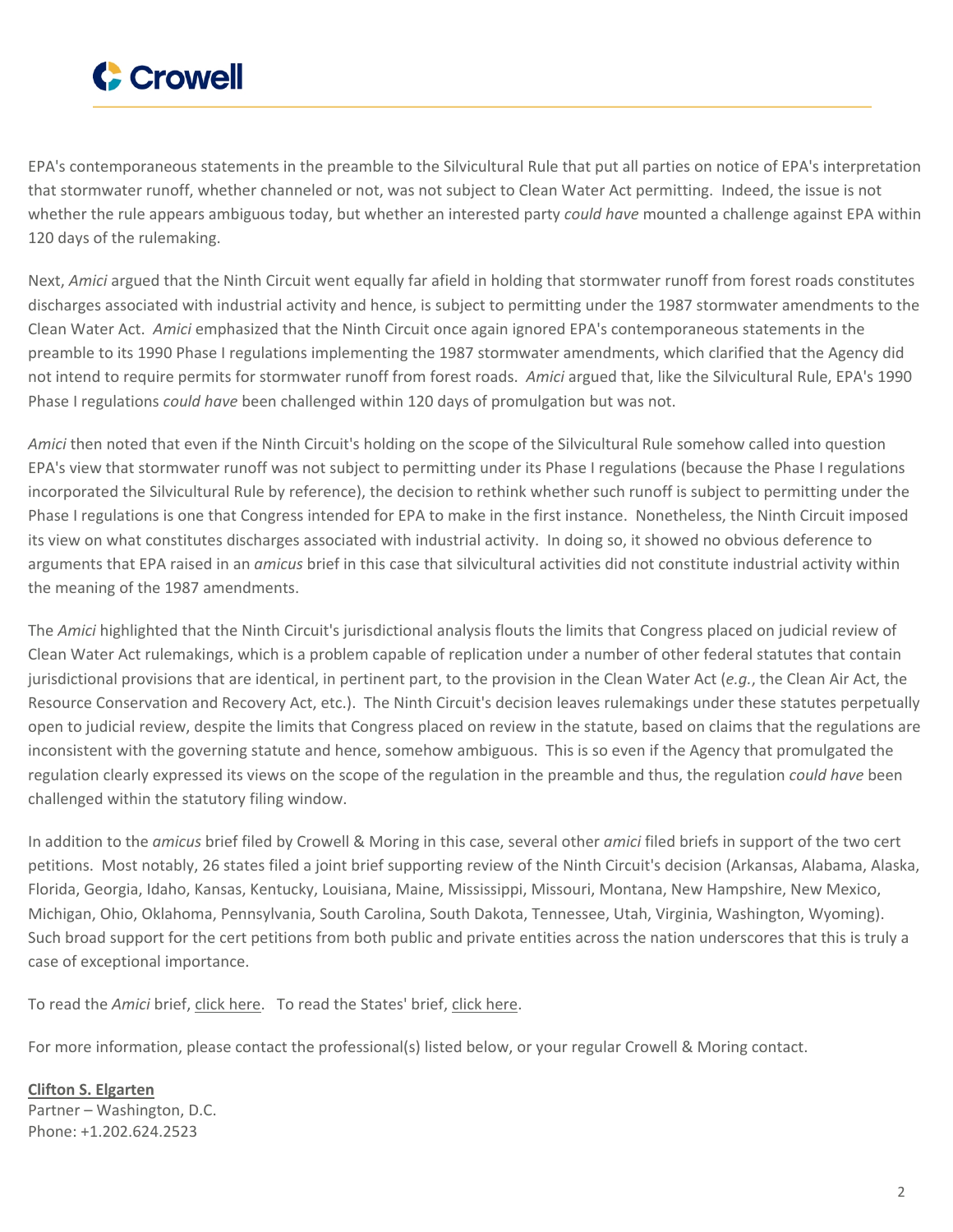EPA's contemporaneous statements in the preamble to the Silvicultural Rule that put all parties on notice of EPA's interpretation that stormwater runoff, whether channeled or not, was not subject to Clean Water Act permitting. Indeed, the issue is not whether the rule appears ambiguous today, but whether an interested party *could have* mounted a challenge against EPA within 120 days of the rulemaking.

Next, *Amici* argued that the Ninth Circuit went equally far afield in holding that stormwater runoff from forest roads constitutes discharges associated with industrial activity and hence, is subject to permitting under the 1987 stormwater amendments to the Clean Water Act. *Amici* emphasized that the Ninth Circuit once again ignored EPA's contemporaneous statements in the preamble to its 1990 Phase I regulations implementing the 1987 stormwater amendments, which clarified that the Agency did not intend to require permits for stormwater runoff from forest roads. *Amici* argued that, like the Silvicultural Rule, EPA's 1990 Phase I regulations *could have* been challenged within 120 days of promulgation but was not.

*Amici* then noted that even if the Ninth Circuit's holding on the scope of the Silvicultural Rule somehow called into question EPA's view that stormwater runoff was not subject to permitting under its Phase I regulations (because the Phase I regulations incorporated the Silvicultural Rule by reference), the decision to rethink whether such runoff is subject to permitting under the Phase I regulations is one that Congress intended for EPA to make in the first instance. Nonetheless, the Ninth Circuit imposed its view on what constitutes discharges associated with industrial activity. In doing so, it showed no obvious deference to arguments that EPA raised in an *amicus* brief in this case that silvicultural activities did not constitute industrial activity within the meaning of the 1987 amendments.

The *Amici* highlighted that the Ninth Circuit's jurisdictional analysis flouts the limits that Congress placed on judicial review of Clean Water Act rulemakings, which is a problem capable of replication under a number of other federal statutes that contain jurisdictional provisions that are identical, in pertinent part, to the provision in the Clean Water Act (*e.g.*, the Clean Air Act, the Resource Conservation and Recovery Act, etc.). The Ninth Circuit's decision leaves rulemakings under these statutes perpetually open to judicial review, despite the limits that Congress placed on review in the statute, based on claims that the regulations are inconsistent with the governing statute and hence, somehow ambiguous. This is so even if the Agency that promulgated the regulation clearly expressed its views on the scope of the regulation in the preamble and thus, the regulation *could have* been challenged within the statutory filing window.

In addition to the *amicus* brief filed by Crowell & Moring in this case, several other *amici* filed briefs in support of the two cert petitions. Most notably, 26 states filed a joint brief supporting review of the Ninth Circuit's decision (Arkansas, Alabama, Alaska, Florida, Georgia, Idaho, Kansas, Kentucky, Louisiana, Maine, Mississippi, Missouri, Montana, New Hampshire, New Mexico, Michigan, Ohio, Oklahoma, Pennsylvania, South Carolina, South Dakota, Tennessee, Utah, Virginia, Washington, Wyoming). Such broad support for the cert petitions from both public and private entities across the nation underscores that this is truly a case of exceptional importance.

To read the *Amici* brief, click here. To read the States' brief, click here.

For more information, please contact the professional(s) listed below, or your regular Crowell & Moring contact.

**Clifton S. Elgarten**
Partner – Washington, D.C.
Phone: +1.202.624.2523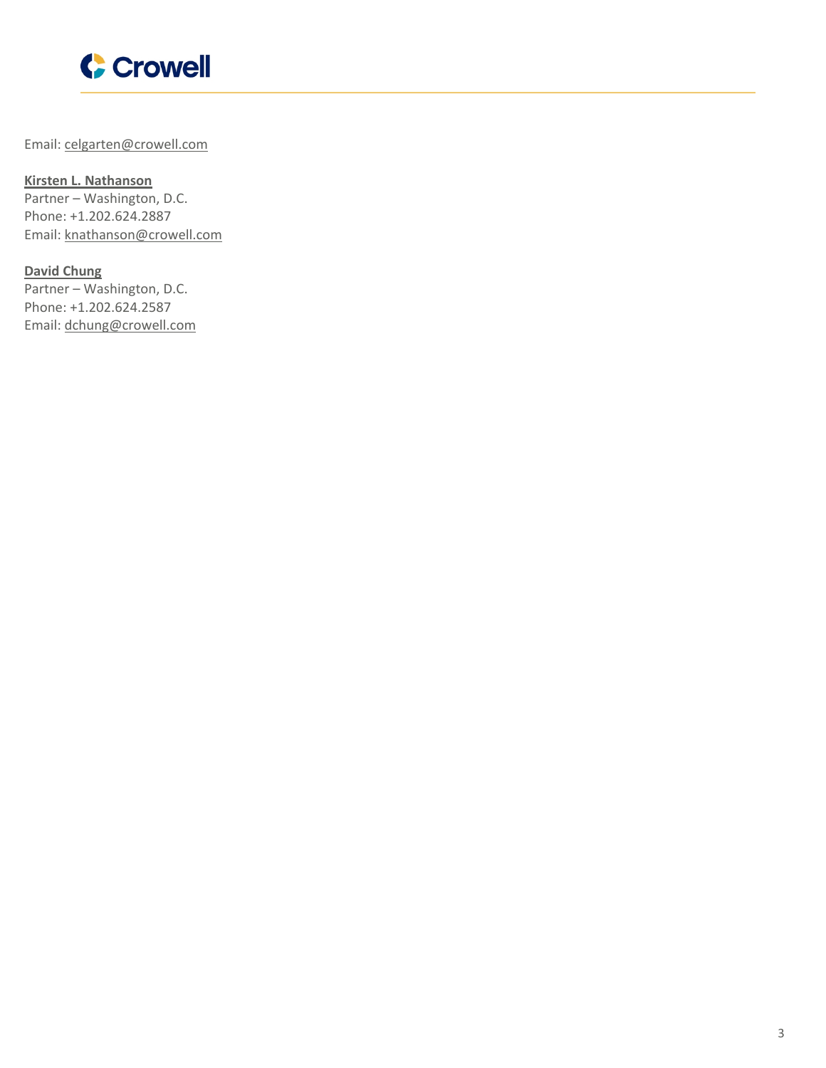Email: celgarten@crowell.com

**Kirsten L. Nathanson**
Partner – Washington, D.C.
Phone: +1.202.624.2887
Email: knathanson@crowell.com

**David Chung**
Partner – Washington, D.C.
Phone: +1.202.624.2587
Email: dchung@crowell.com